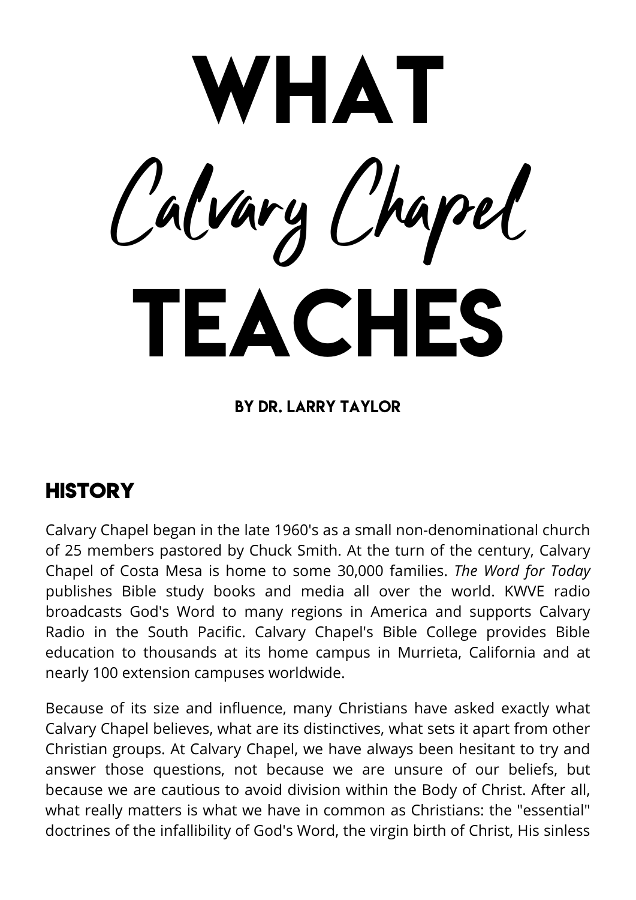# WHAT *Calvary Chapel* TEACHES

**BY DR. LARRY TAYLOR**

## HISTORY

Calvary Chapel began in the late 1960's as a small non-denominational church of 25 members pastored by Chuck Smith. At the turn of the century, Calvary Chapel of Costa Mesa is home to some 30,000 families. *The Word for Today* publishes Bible study books and media all over the world. KWVE radio broadcasts God's Word to many regions in America and supports Calvary Radio in the South Pacific. Calvary Chapel's Bible College provides Bible education to thousands at its home campus in Murrieta, California and at nearly 100 extension campuses worldwide.

Because of its size and influence, many Christians have asked exactly what Calvary Chapel believes, what are its distinctives, what sets it apart from other Christian groups. At Calvary Chapel, we have always been hesitant to try and answer those questions, not because we are unsure of our beliefs, but because we are cautious to avoid division within the Body of Christ. After all, what really matters is what we have in common as Christians: the "essential" doctrines of the infallibility of God's Word, the virgin birth of Christ, His sinless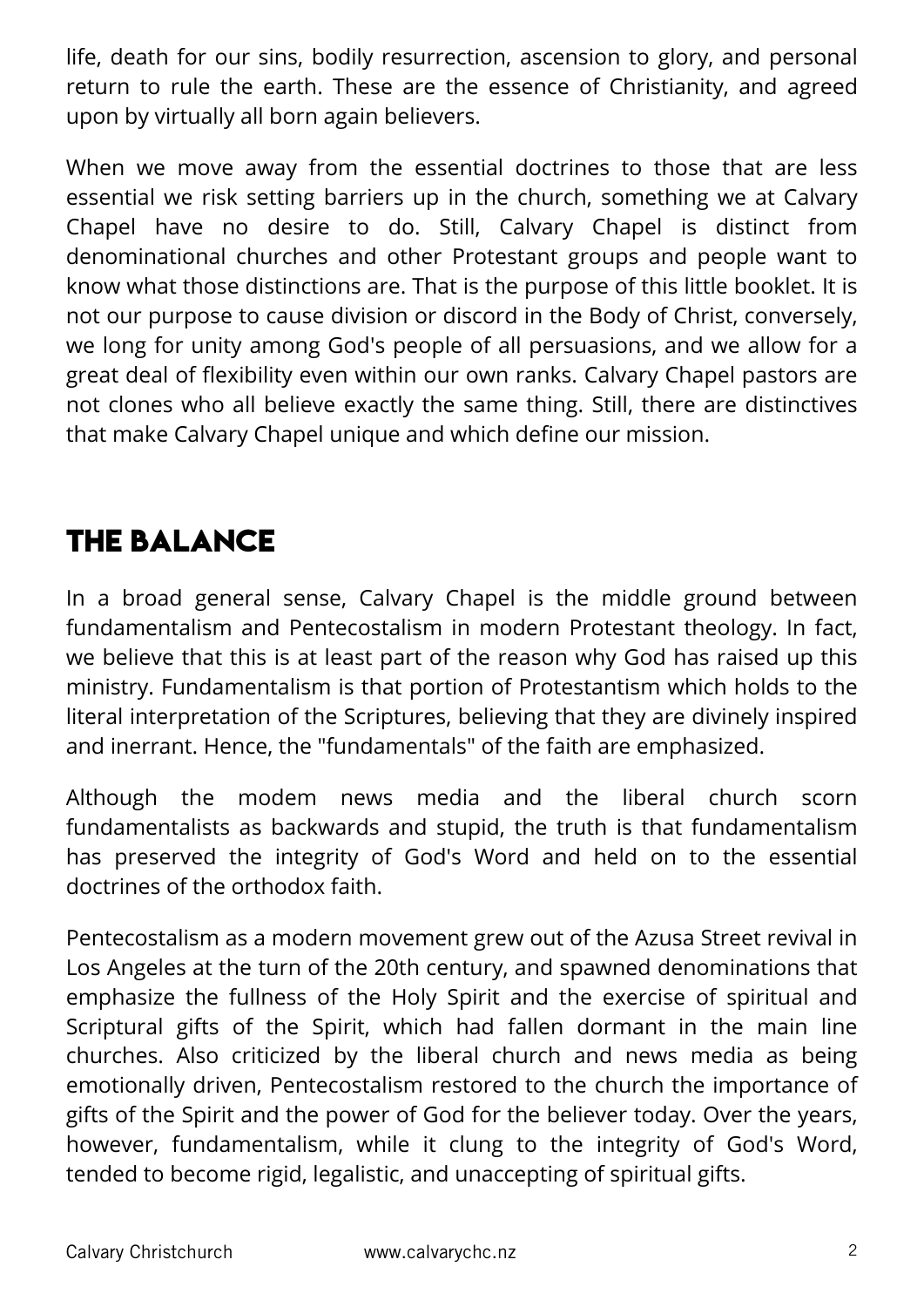life, death for our sins, bodily resurrection, ascension to glory, and personal return to rule the earth. These are the essence of Christianity, and agreed upon by virtually all born again believers.

When we move away from the essential doctrines to those that are less essential we risk setting barriers up in the church, something we at Calvary Chapel have no desire to do. Still, Calvary Chapel is distinct from denominational churches and other Protestant groups and people want to know what those distinctions are. That is the purpose of this little booklet. It is not our purpose to cause division or discord in the Body of Christ, conversely, we long for unity among God's people of all persuasions, and we allow for a great deal of flexibility even within our own ranks. Calvary Chapel pastors are not clones who all believe exactly the same thing. Still, there are distinctives that make Calvary Chapel unique and which define our mission.

## THE BALANCE

In a broad general sense, Calvary Chapel is the middle ground between fundamentalism and Pentecostalism in modern Protestant theology. In fact, we believe that this is at least part of the reason why God has raised up this ministry. Fundamentalism is that portion of Protestantism which holds to the literal interpretation of the Scriptures, believing that they are divinely inspired and inerrant. Hence, the "fundamentals" of the faith are emphasized.

Although the modem news media and the liberal church scorn fundamentalists as backwards and stupid, the truth is that fundamentalism has preserved the integrity of God's Word and held on to the essential doctrines of the orthodox faith.

Pentecostalism as a modern movement grew out of the Azusa Street revival in Los Angeles at the turn of the 20th century, and spawned denominations that emphasize the fullness of the Holy Spirit and the exercise of spiritual and Scriptural gifts of the Spirit, which had fallen dormant in the main line churches. Also criticized by the liberal church and news media as being emotionally driven, Pentecostalism restored to the church the importance of gifts of the Spirit and the power of God for the believer today. Over the years, however, fundamentalism, while it clung to the integrity of God's Word, tended to become rigid, legalistic, and unaccepting of spiritual gifts.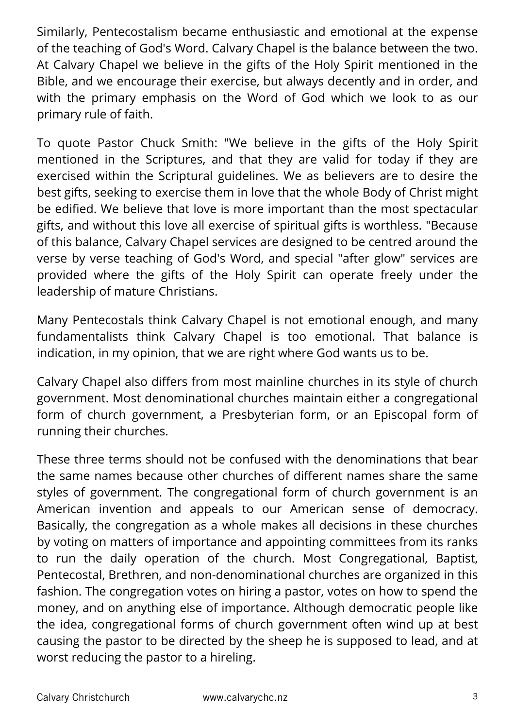Similarly, Pentecostalism became enthusiastic and emotional at the expense of the teaching of God's Word. Calvary Chapel is the balance between the two. At Calvary Chapel we believe in the gifts of the Holy Spirit mentioned in the Bible, and we encourage their exercise, but always decently and in order, and with the primary emphasis on the Word of God which we look to as our primary rule of faith.

To quote Pastor Chuck Smith: "We believe in the gifts of the Holy Spirit mentioned in the Scriptures, and that they are valid for today if they are exercised within the Scriptural guidelines. We as believers are to desire the best gifts, seeking to exercise them in love that the whole Body of Christ might be edified. We believe that love is more important than the most spectacular gifts, and without this love all exercise of spiritual gifts is worthless. "Because of this balance, Calvary Chapel services are designed to be centred around the verse by verse teaching of God's Word, and special "after glow" services are provided where the gifts of the Holy Spirit can operate freely under the leadership of mature Christians.

Many Pentecostals think Calvary Chapel is not emotional enough, and many fundamentalists think Calvary Chapel is too emotional. That balance is indication, in my opinion, that we are right where God wants us to be.

Calvary Chapel also differs from most mainline churches in its style of church government. Most denominational churches maintain either a congregational form of church government, a Presbyterian form, or an Episcopal form of running their churches.

These three terms should not be confused with the denominations that bear the same names because other churches of different names share the same styles of government. The congregational form of church government is an American invention and appeals to our American sense of democracy. Basically, the congregation as a whole makes all decisions in these churches by voting on matters of importance and appointing committees from its ranks to run the daily operation of the church. Most Congregational, Baptist, Pentecostal, Brethren, and non-denominational churches are organized in this fashion. The congregation votes on hiring a pastor, votes on how to spend the money, and on anything else of importance. Although democratic people like the idea, congregational forms of church government often wind up at best causing the pastor to be directed by the sheep he is supposed to lead, and at worst reducing the pastor to a hireling.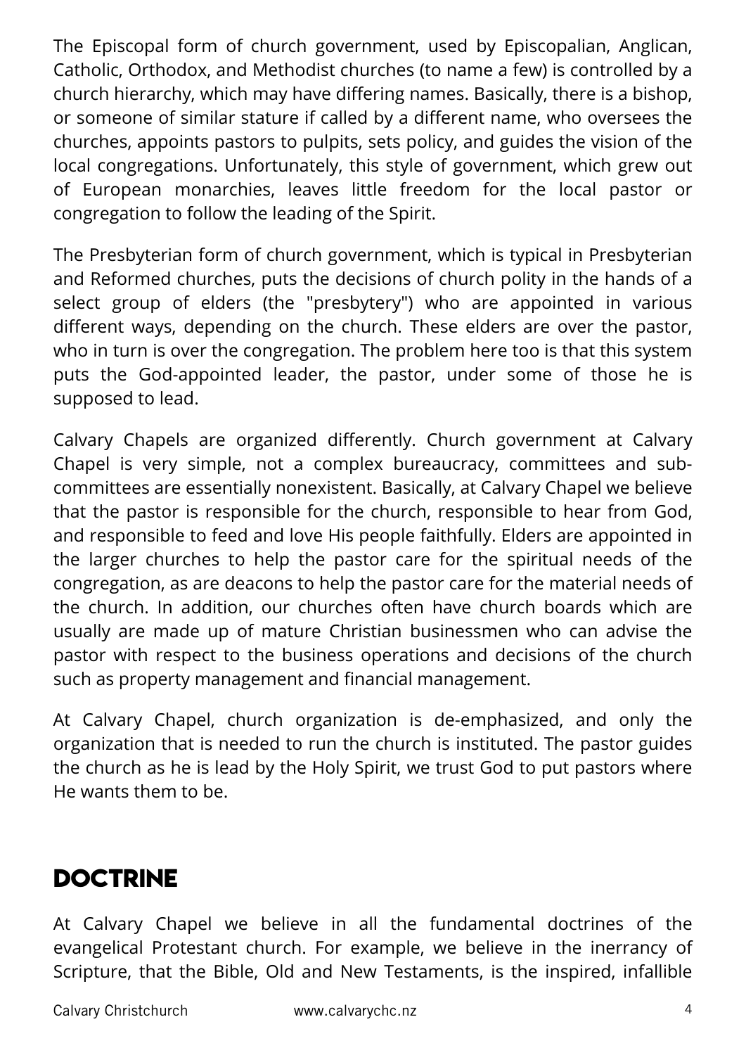The Episcopal form of church government, used by Episcopalian, Anglican, Catholic, Orthodox, and Methodist churches (to name a few) is controlled by a church hierarchy, which may have differing names. Basically, there is a bishop, or someone of similar stature if called by a different name, who oversees the churches, appoints pastors to pulpits, sets policy, and guides the vision of the local congregations. Unfortunately, this style of government, which grew out of European monarchies, leaves little freedom for the local pastor or congregation to follow the leading of the Spirit.

The Presbyterian form of church government, which is typical in Presbyterian and Reformed churches, puts the decisions of church polity in the hands of a select group of elders (the "presbytery") who are appointed in various different ways, depending on the church. These elders are over the pastor, who in turn is over the congregation. The problem here too is that this system puts the God-appointed leader, the pastor, under some of those he is supposed to lead.

Calvary Chapels are organized differently. Church government at Calvary Chapel is very simple, not a complex bureaucracy, committees and sub-committees are essentially nonexistent. Basically, at Calvary Chapel we believe that the pastor is responsible for the church, responsible to hear from God, and responsible to feed and love His people faithfully. Elders are appointed in the larger churches to help the pastor care for the spiritual needs of the congregation, as are deacons to help the pastor care for the material needs of the church. In addition, our churches often have church boards which are usually are made up of mature Christian businessmen who can advise the pastor with respect to the business operations and decisions of the church such as property management and financial management.

At Calvary Chapel, church organization is de-emphasized, and only the organization that is needed to run the church is instituted. The pastor guides the church as he is lead by the Holy Spirit, we trust God to put pastors where He wants them to be.

## DOCTRINE

At Calvary Chapel we believe in all the fundamental doctrines of the evangelical Protestant church. For example, we believe in the inerrancy of Scripture, that the Bible, Old and New Testaments, is the inspired, infallible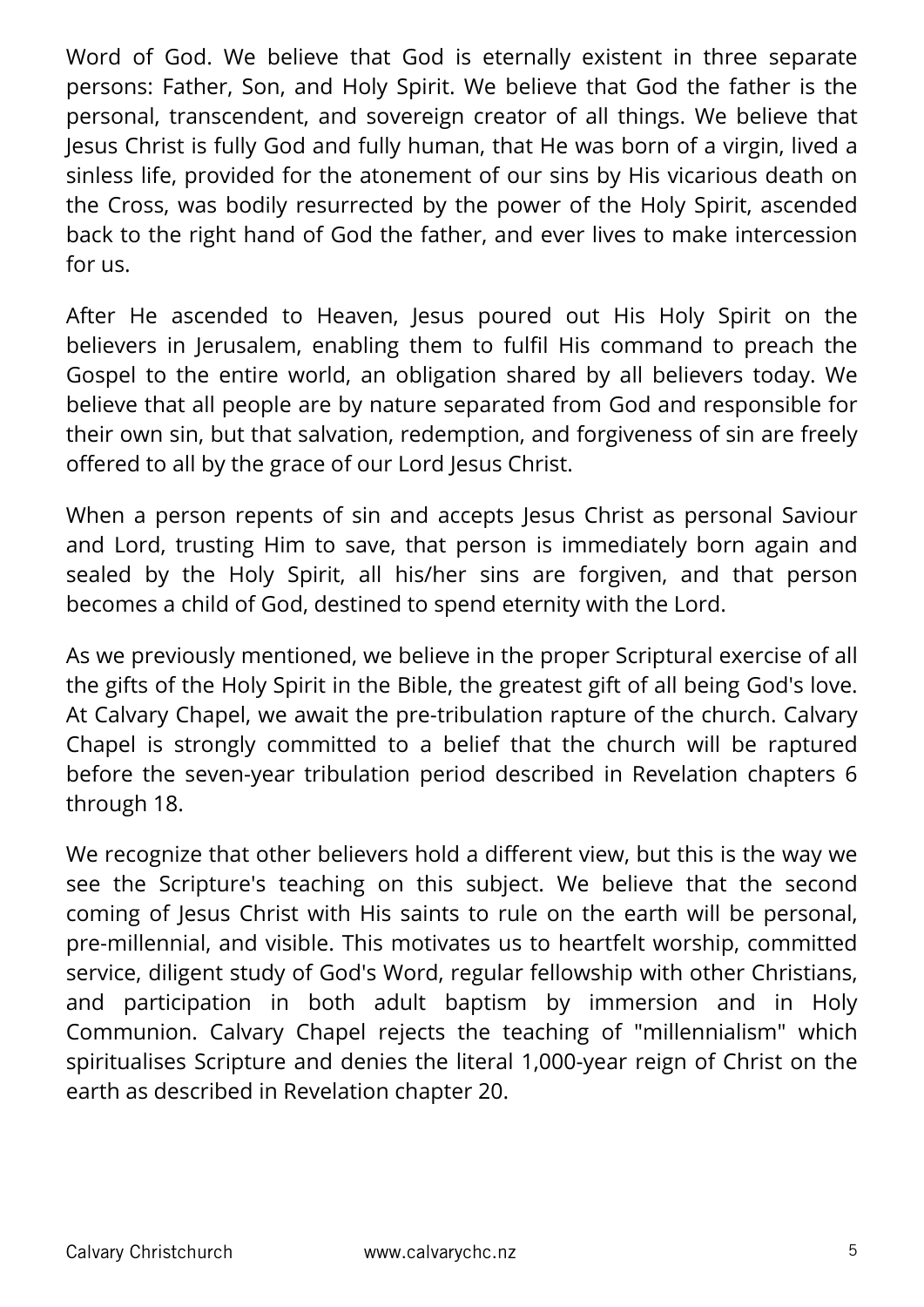Word of God. We believe that God is eternally existent in three separate persons: Father, Son, and Holy Spirit. We believe that God the father is the personal, transcendent, and sovereign creator of all things. We believe that Jesus Christ is fully God and fully human, that He was born of a virgin, lived a sinless life, provided for the atonement of our sins by His vicarious death on the Cross, was bodily resurrected by the power of the Holy Spirit, ascended back to the right hand of God the father, and ever lives to make intercession for us.

After He ascended to Heaven, Jesus poured out His Holy Spirit on the believers in Jerusalem, enabling them to fulfil His command to preach the Gospel to the entire world, an obligation shared by all believers today. We believe that all people are by nature separated from God and responsible for their own sin, but that salvation, redemption, and forgiveness of sin are freely offered to all by the grace of our Lord Jesus Christ.

When a person repents of sin and accepts Jesus Christ as personal Saviour and Lord, trusting Him to save, that person is immediately born again and sealed by the Holy Spirit, all his/her sins are forgiven, and that person becomes a child of God, destined to spend eternity with the Lord.

As we previously mentioned, we believe in the proper Scriptural exercise of all the gifts of the Holy Spirit in the Bible, the greatest gift of all being God's love. At Calvary Chapel, we await the pre-tribulation rapture of the church. Calvary Chapel is strongly committed to a belief that the church will be raptured before the seven-year tribulation period described in Revelation chapters 6 through 18.

We recognize that other believers hold a different view, but this is the way we see the Scripture's teaching on this subject. We believe that the second coming of Jesus Christ with His saints to rule on the earth will be personal, pre-millennial, and visible. This motivates us to heartfelt worship, committed service, diligent study of God's Word, regular fellowship with other Christians, and participation in both adult baptism by immersion and in Holy Communion. Calvary Chapel rejects the teaching of "millennialism" which spiritualises Scripture and denies the literal 1,000-year reign of Christ on the earth as described in Revelation chapter 20.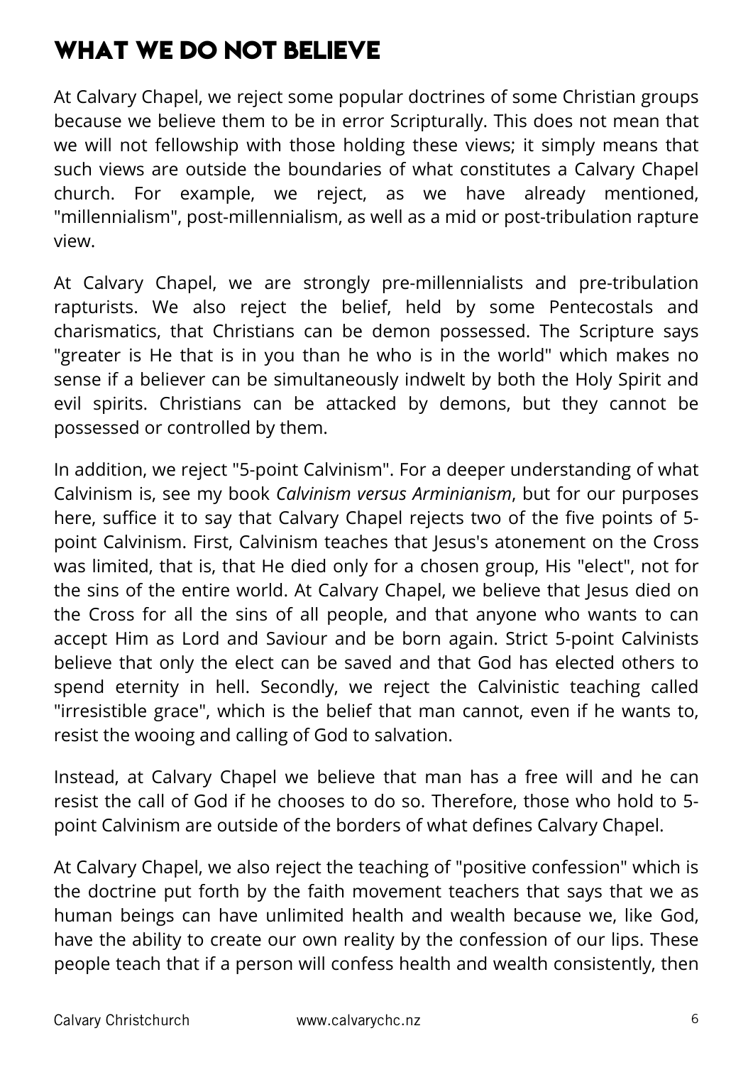# WHAT WE DO NOT BELIEVE

At Calvary Chapel, we reject some popular doctrines of some Christian groups because we believe them to be in error Scripturally. This does not mean that we will not fellowship with those holding these views; it simply means that such views are outside the boundaries of what constitutes a Calvary Chapel church. For example, we reject, as we have already mentioned, "millennialism", post-millennialism, as well as a mid or post-tribulation rapture view.

At Calvary Chapel, we are strongly pre-millennialists and pre-tribulation rapturists. We also reject the belief, held by some Pentecostals and charismatics, that Christians can be demon possessed. The Scripture says "greater is He that is in you than he who is in the world" which makes no sense if a believer can be simultaneously indwelt by both the Holy Spirit and evil spirits. Christians can be attacked by demons, but they cannot be possessed or controlled by them.

In addition, we reject "5-point Calvinism". For a deeper understanding of what Calvinism is, see my book *Calvinism versus Arminianism*, but for our purposes here, suffice it to say that Calvary Chapel rejects two of the five points of 5-point Calvinism. First, Calvinism teaches that Jesus's atonement on the Cross was limited, that is, that He died only for a chosen group, His "elect", not for the sins of the entire world. At Calvary Chapel, we believe that Jesus died on the Cross for all the sins of all people, and that anyone who wants to can accept Him as Lord and Saviour and be born again. Strict 5-point Calvinists believe that only the elect can be saved and that God has elected others to spend eternity in hell. Secondly, we reject the Calvinistic teaching called "irresistible grace", which is the belief that man cannot, even if he wants to, resist the wooing and calling of God to salvation.

Instead, at Calvary Chapel we believe that man has a free will and he can resist the call of God if he chooses to do so. Therefore, those who hold to 5-point Calvinism are outside of the borders of what defines Calvary Chapel.

At Calvary Chapel, we also reject the teaching of "positive confession" which is the doctrine put forth by the faith movement teachers that says that we as human beings can have unlimited health and wealth because we, like God, have the ability to create our own reality by the confession of our lips. These people teach that if a person will confess health and wealth consistently, then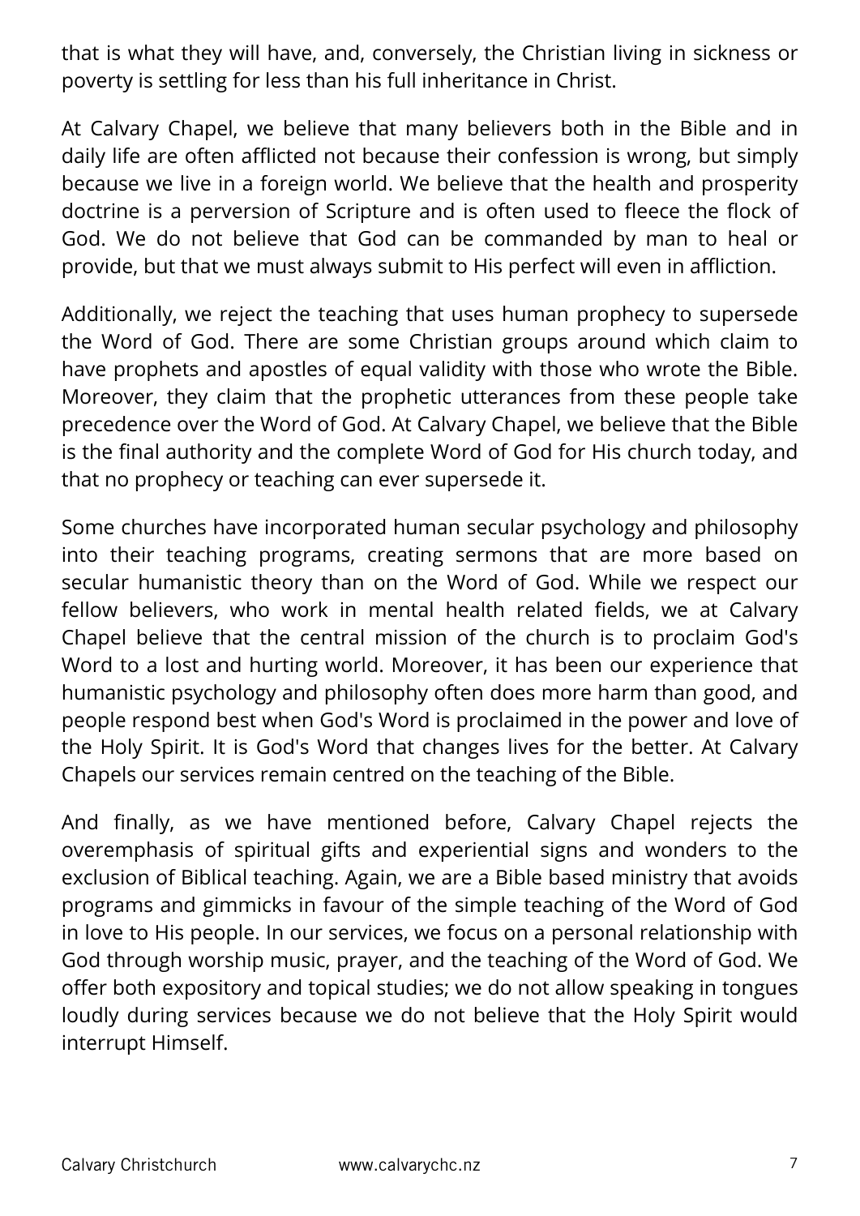that is what they will have, and, conversely, the Christian living in sickness or poverty is settling for less than his full inheritance in Christ.

At Calvary Chapel, we believe that many believers both in the Bible and in daily life are often afflicted not because their confession is wrong, but simply because we live in a foreign world. We believe that the health and prosperity doctrine is a perversion of Scripture and is often used to fleece the flock of God. We do not believe that God can be commanded by man to heal or provide, but that we must always submit to His perfect will even in affliction.

Additionally, we reject the teaching that uses human prophecy to supersede the Word of God. There are some Christian groups around which claim to have prophets and apostles of equal validity with those who wrote the Bible. Moreover, they claim that the prophetic utterances from these people take precedence over the Word of God. At Calvary Chapel, we believe that the Bible is the final authority and the complete Word of God for His church today, and that no prophecy or teaching can ever supersede it.

Some churches have incorporated human secular psychology and philosophy into their teaching programs, creating sermons that are more based on secular humanistic theory than on the Word of God. While we respect our fellow believers, who work in mental health related fields, we at Calvary Chapel believe that the central mission of the church is to proclaim God's Word to a lost and hurting world. Moreover, it has been our experience that humanistic psychology and philosophy often does more harm than good, and people respond best when God's Word is proclaimed in the power and love of the Holy Spirit. It is God's Word that changes lives for the better. At Calvary Chapels our services remain centred on the teaching of the Bible.

And finally, as we have mentioned before, Calvary Chapel rejects the overemphasis of spiritual gifts and experiential signs and wonders to the exclusion of Biblical teaching. Again, we are a Bible based ministry that avoids programs and gimmicks in favour of the simple teaching of the Word of God in love to His people. In our services, we focus on a personal relationship with God through worship music, prayer, and the teaching of the Word of God. We offer both expository and topical studies; we do not allow speaking in tongues loudly during services because we do not believe that the Holy Spirit would interrupt Himself.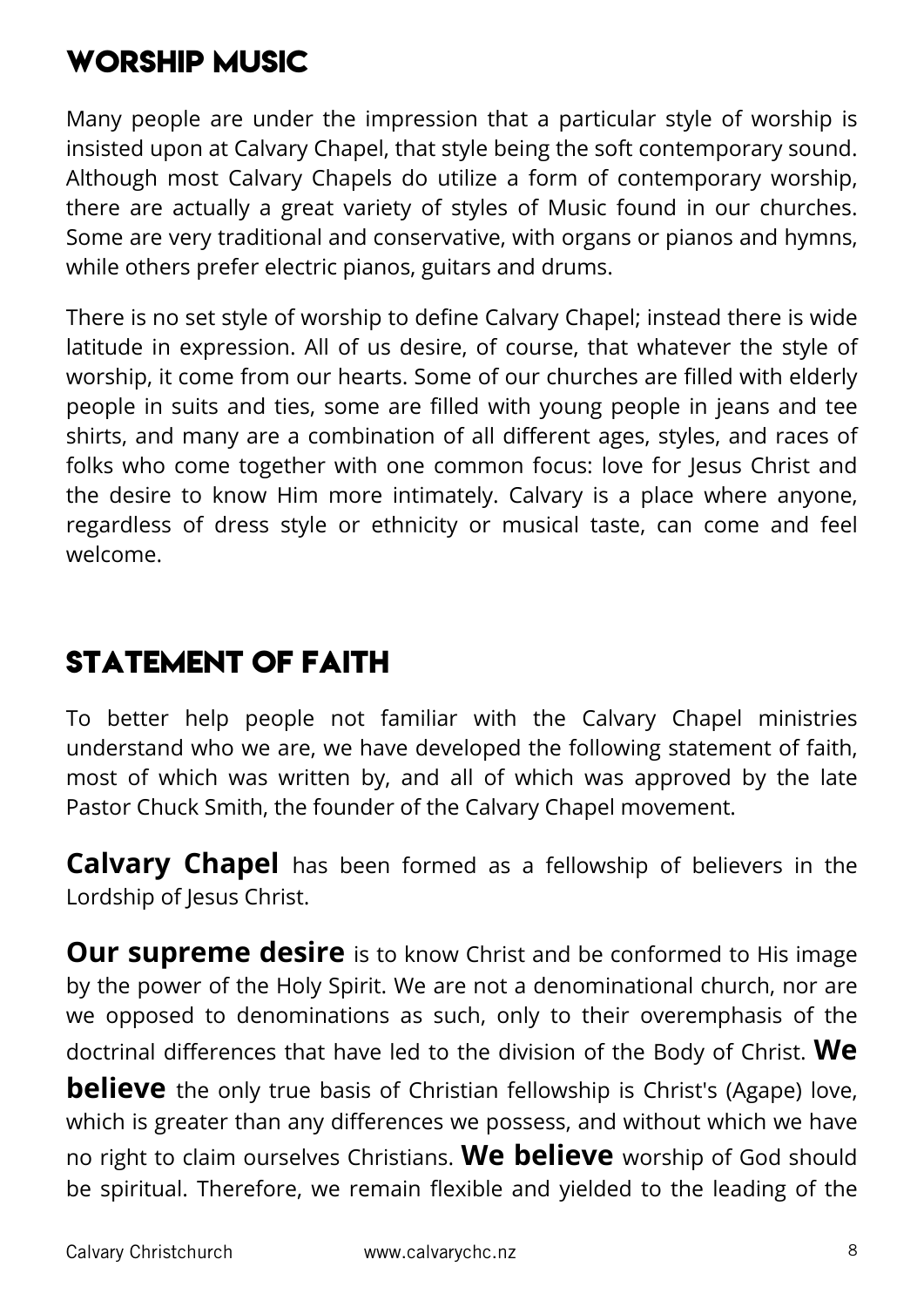## WORSHIP MUSIC

Many people are under the impression that a particular style of worship is insisted upon at Calvary Chapel, that style being the soft contemporary sound. Although most Calvary Chapels do utilize a form of contemporary worship, there are actually a great variety of styles of Music found in our churches. Some are very traditional and conservative, with organs or pianos and hymns, while others prefer electric pianos, guitars and drums.

There is no set style of worship to define Calvary Chapel; instead there is wide latitude in expression. All of us desire, of course, that whatever the style of worship, it come from our hearts. Some of our churches are filled with elderly people in suits and ties, some are filled with young people in jeans and tee shirts, and many are a combination of all different ages, styles, and races of folks who come together with one common focus: love for Jesus Christ and the desire to know Him more intimately. Calvary is a place where anyone, regardless of dress style or ethnicity or musical taste, can come and feel welcome.

## STATEMENT OF FAITH

To better help people not familiar with the Calvary Chapel ministries understand who we are, we have developed the following statement of faith, most of which was written by, and all of which was approved by the late Pastor Chuck Smith, the founder of the Calvary Chapel movement.

**Calvary Chapel** has been formed as a fellowship of believers in the Lordship of Jesus Christ.

**Our supreme desire** is to know Christ and be conformed to His image by the power of the Holy Spirit. We are not a denominational church, nor are we opposed to denominations as such, only to their overemphasis of the doctrinal differences that have led to the division of the Body of Christ. **We believe** the only true basis of Christian fellowship is Christ's (Agape) love, which is greater than any differences we possess, and without which we have no right to claim ourselves Christians. **We believe** worship of God should be spiritual. Therefore, we remain flexible and yielded to the leading of the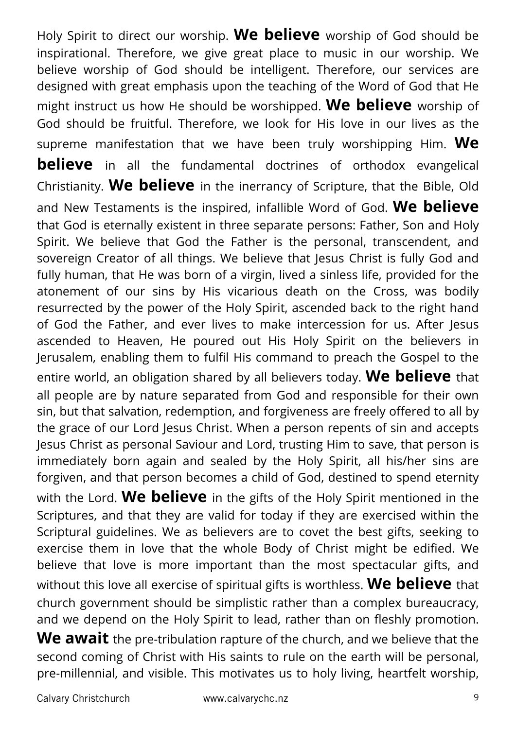Holy Spirit to direct our worship. **We believe** worship of God should be inspirational. Therefore, we give great place to music in our worship. We believe worship of God should be intelligent. Therefore, our services are designed with great emphasis upon the teaching of the Word of God that He might instruct us how He should be worshipped. **We believe** worship of God should be fruitful. Therefore, we look for His love in our lives as the supreme manifestation that we have been truly worshipping Him. **We believe** in all the fundamental doctrines of orthodox evangelical Christianity. **We believe** in the inerrancy of Scripture, that the Bible, Old and New Testaments is the inspired, infallible Word of God. **We believe** that God is eternally existent in three separate persons: Father, Son and Holy Spirit. We believe that God the Father is the personal, transcendent, and sovereign Creator of all things. We believe that Jesus Christ is fully God and fully human, that He was born of a virgin, lived a sinless life, provided for the atonement of our sins by His vicarious death on the Cross, was bodily resurrected by the power of the Holy Spirit, ascended back to the right hand of God the Father, and ever lives to make intercession for us. After Jesus ascended to Heaven, He poured out His Holy Spirit on the believers in Jerusalem, enabling them to fulfil His command to preach the Gospel to the entire world, an obligation shared by all believers today. **We believe** that all people are by nature separated from God and responsible for their own sin, but that salvation, redemption, and forgiveness are freely offered to all by the grace of our Lord Jesus Christ. When a person repents of sin and accepts Jesus Christ as personal Saviour and Lord, trusting Him to save, that person is immediately born again and sealed by the Holy Spirit, all his/her sins are forgiven, and that person becomes a child of God, destined to spend eternity with the Lord. **We believe** in the gifts of the Holy Spirit mentioned in the Scriptures, and that they are valid for today if they are exercised within the Scriptural guidelines. We as believers are to covet the best gifts, seeking to exercise them in love that the whole Body of Christ might be edified. We believe that love is more important than the most spectacular gifts, and without this love all exercise of spiritual gifts is worthless. **We believe** that church government should be simplistic rather than a complex bureaucracy, and we depend on the Holy Spirit to lead, rather than on fleshly promotion. **We await** the pre-tribulation rapture of the church, and we believe that the second coming of Christ with His saints to rule on the earth will be personal, pre-millennial, and visible. This motivates us to holy living, heartfelt worship,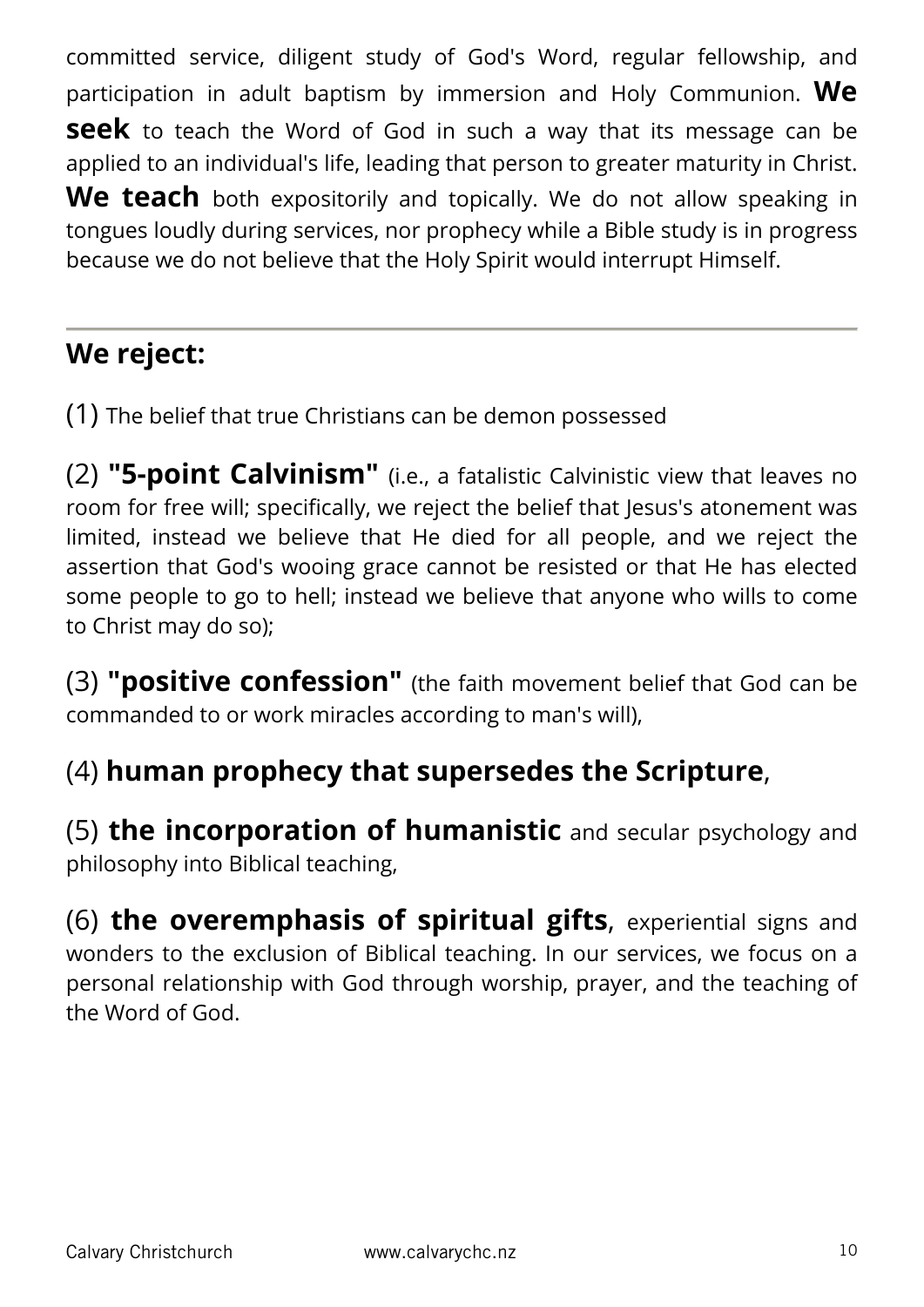committed service, diligent study of God's Word, regular fellowship, and participation in adult baptism by immersion and Holy Communion. **We seek** to teach the Word of God in such a way that its message can be applied to an individual's life, leading that person to greater maturity in Christ. **We teach** both expositorily and topically. We do not allow speaking in tongues loudly during services, nor prophecy while a Bible study is in progress because we do not believe that the Holy Spirit would interrupt Himself.

---

## We reject:

(1) The belief that true Christians can be demon possessed

(2) **"5-point Calvinism"** (i.e., a fatalistic Calvinistic view that leaves no room for free will; specifically, we reject the belief that Jesus's atonement was limited, instead we believe that He died for all people, and we reject the assertion that God's wooing grace cannot be resisted or that He has elected some people to go to hell; instead we believe that anyone who wills to come to Christ may do so);

(3) **"positive confession"** (the faith movement belief that God can be commanded to or work miracles according to man's will),

(4) **human prophecy that supersedes the Scripture**,

(5) **the incorporation of humanistic** and secular psychology and philosophy into Biblical teaching,

(6) **the overemphasis of spiritual gifts**, experiential signs and wonders to the exclusion of Biblical teaching. In our services, we focus on a personal relationship with God through worship, prayer, and the teaching of the Word of God.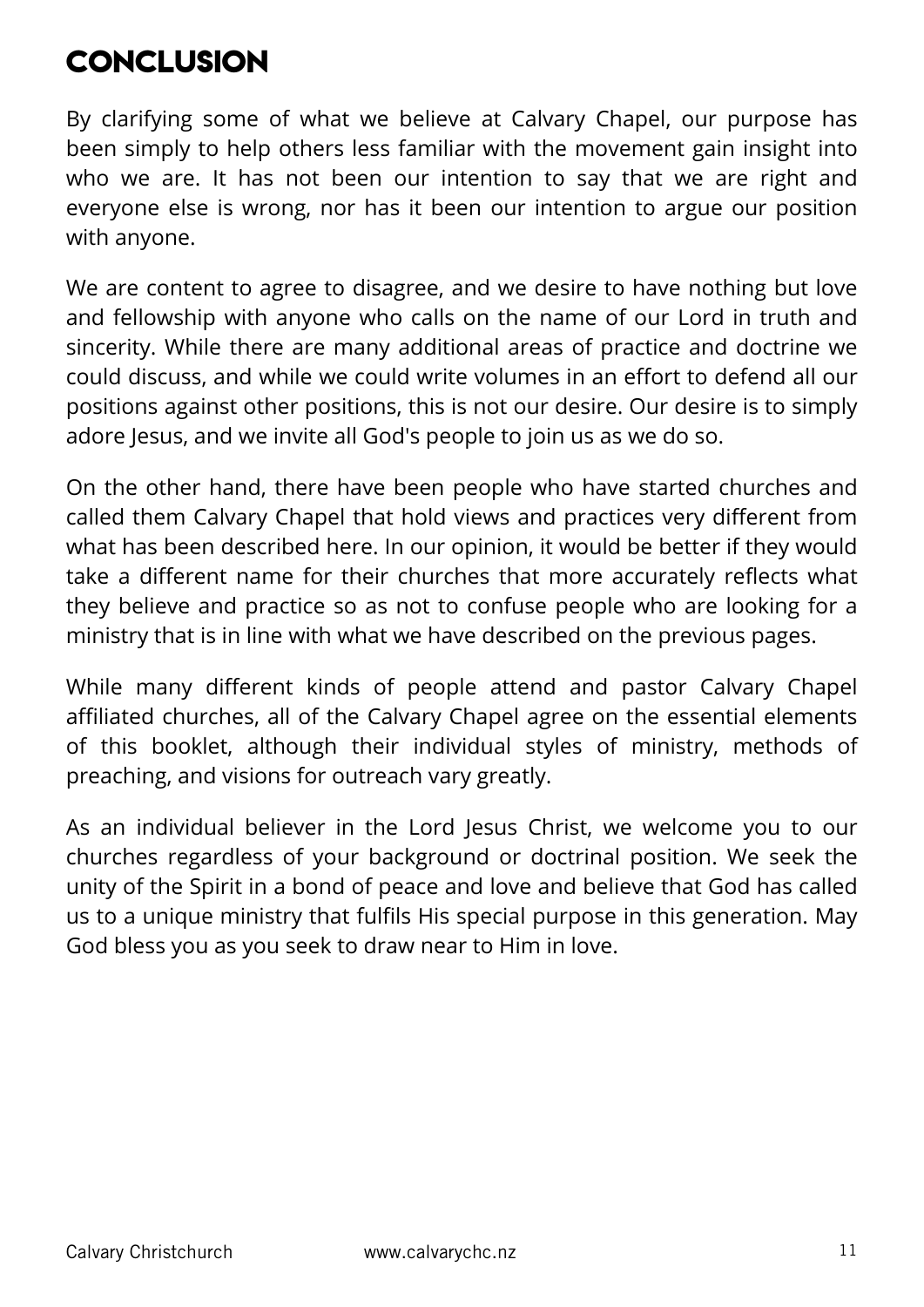# CONCLUSION

By clarifying some of what we believe at Calvary Chapel, our purpose has been simply to help others less familiar with the movement gain insight into who we are. It has not been our intention to say that we are right and everyone else is wrong, nor has it been our intention to argue our position with anyone.

We are content to agree to disagree, and we desire to have nothing but love and fellowship with anyone who calls on the name of our Lord in truth and sincerity. While there are many additional areas of practice and doctrine we could discuss, and while we could write volumes in an effort to defend all our positions against other positions, this is not our desire. Our desire is to simply adore Jesus, and we invite all God's people to join us as we do so.

On the other hand, there have been people who have started churches and called them Calvary Chapel that hold views and practices very different from what has been described here. In our opinion, it would be better if they would take a different name for their churches that more accurately reflects what they believe and practice so as not to confuse people who are looking for a ministry that is in line with what we have described on the previous pages.

While many different kinds of people attend and pastor Calvary Chapel affiliated churches, all of the Calvary Chapel agree on the essential elements of this booklet, although their individual styles of ministry, methods of preaching, and visions for outreach vary greatly.

As an individual believer in the Lord Jesus Christ, we welcome you to our churches regardless of your background or doctrinal position. We seek the unity of the Spirit in a bond of peace and love and believe that God has called us to a unique ministry that fulfils His special purpose in this generation. May God bless you as you seek to draw near to Him in love.